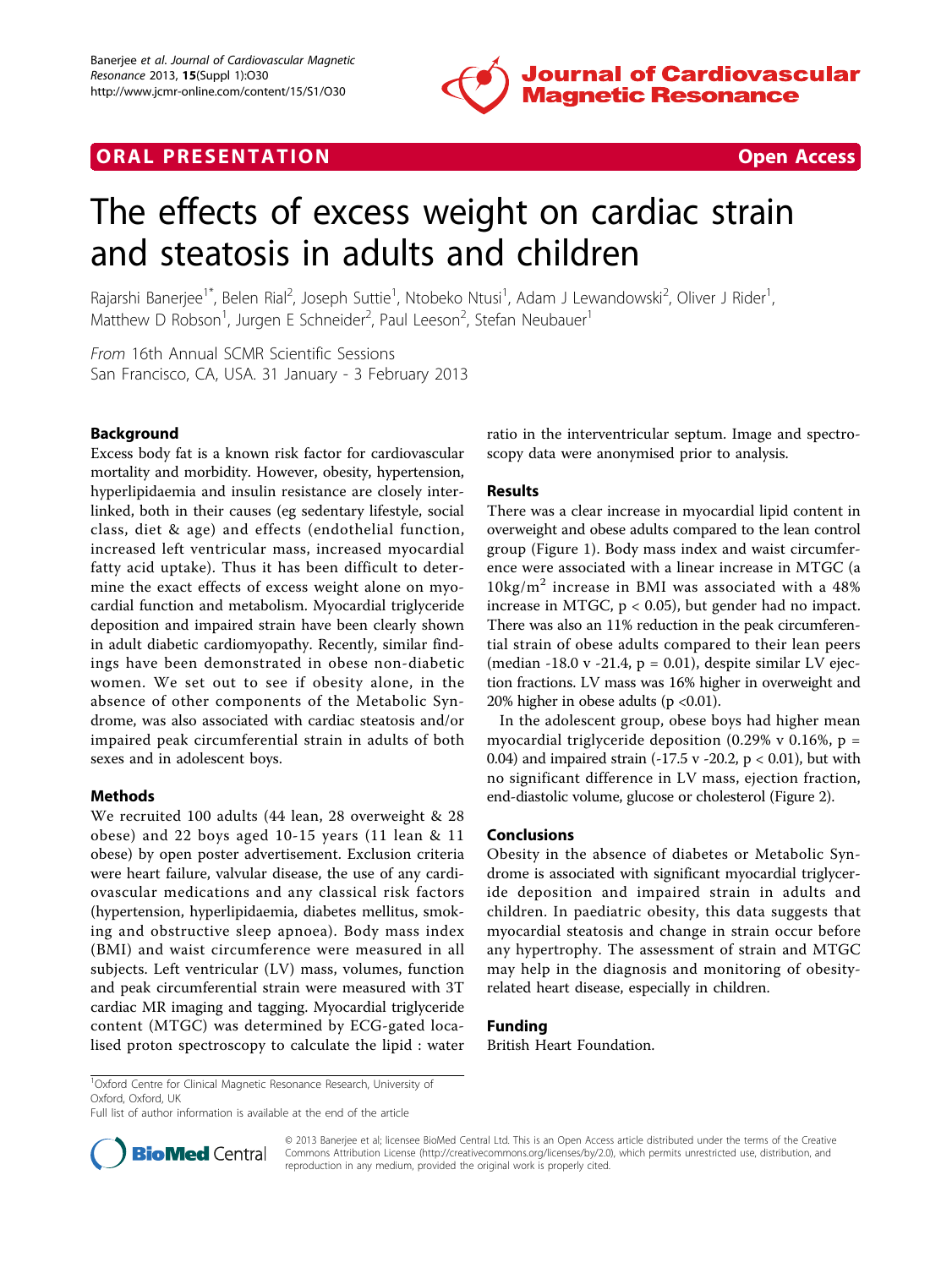ORAL PRESENTATION Open Access

# The effects of excess weight on cardiac strain and steatosis in adults and children

Rajarshi Banerjee[1*], Belen Rial[2], Joseph Suttie[1], Ntobeko Ntusi[1], Adam J Lewandowski[2], Oliver J Rider[1], Matthew D Robson[1], Jurgen E Schneider[2], Paul Leeson[2], Stefan Neubauer[1]

*From* 16th Annual SCMR Scientific Sessions
San Francisco, CA, USA. 31 January - 3 February 2013

## Background

Excess body fat is a known risk factor for cardiovascular mortality and morbidity. However, obesity, hypertension, hyperlipidaemia and insulin resistance are closely interlinked, both in their causes (eg sedentary lifestyle, social class, diet & age) and effects (endothelial function, increased left ventricular mass, increased myocardial fatty acid uptake). Thus it has been difficult to determine the exact effects of excess weight alone on myocardial function and metabolism. Myocardial triglyceride deposition and impaired strain have been clearly shown in adult diabetic cardiomyopathy. Recently, similar findings have been demonstrated in obese non-diabetic women. We set out to see if obesity alone, in the absence of other components of the Metabolic Syndrome, was also associated with cardiac steatosis and/or impaired peak circumferential strain in adults of both sexes and in adolescent boys.

## Methods

We recruited 100 adults (44 lean, 28 overweight & 28 obese) and 22 boys aged 10-15 years (11 lean & 11 obese) by open poster advertisement. Exclusion criteria were heart failure, valvular disease, the use of any cardiovascular medications and any classical risk factors (hypertension, hyperlipidaemia, diabetes mellitus, smoking and obstructive sleep apnoea). Body mass index (BMI) and waist circumference were measured in all subjects. Left ventricular (LV) mass, volumes, function and peak circumferential strain were measured with 3T cardiac MR imaging and tagging. Myocardial triglyceride content (MTGC) was determined by ECG-gated localised proton spectroscopy to calculate the lipid : water ratio in the interventricular septum. Image and spectroscopy data were anonymised prior to analysis.

## Results

There was a clear increase in myocardial lipid content in overweight and obese adults compared to the lean control group (Figure 1). Body mass index and waist circumference were associated with a linear increase in MTGC (a $10kg/m^2$ increase in BMI was associated with a 48% increase in MTGC, $p < 0.05$), but gender had no impact. There was also an 11% reduction in the peak circumferential strain of obese adults compared to their lean peers (median -18.0 v -21.4, $p = 0.01$), despite similar LV ejection fractions. LV mass was 16% higher in overweight and 20% higher in obese adults ($p < 0.01$).

In the adolescent group, obese boys had higher mean myocardial triglyceride deposition (0.29% v 0.16%, $p = 0.04$) and impaired strain (-17.5 v -20.2, $p < 0.01$), but with no significant difference in LV mass, ejection fraction, end-diastolic volume, glucose or cholesterol (Figure 2).

## Conclusions

Obesity in the absence of diabetes or Metabolic Syndrome is associated with significant myocardial triglyceride deposition and impaired strain in adults and children. In paediatric obesity, this data suggests that myocardial steatosis and change in strain occur before any hypertrophy. The assessment of strain and MTGC may help in the diagnosis and monitoring of obesity-related heart disease, especially in children.

## Funding

British Heart Foundation.

[1]Oxford Centre for Clinical Magnetic Resonance Research, University of Oxford, Oxford, UK
Full list of author information is available at the end of the article

© 2013 Banerjee et al; licensee BioMed Central Ltd. This is an Open Access article distributed under the terms of the Creative Commons Attribution License (http://creativecommons.org/licenses/by/2.0), which permits unrestricted use, distribution, and reproduction in any medium, provided the original work is properly cited.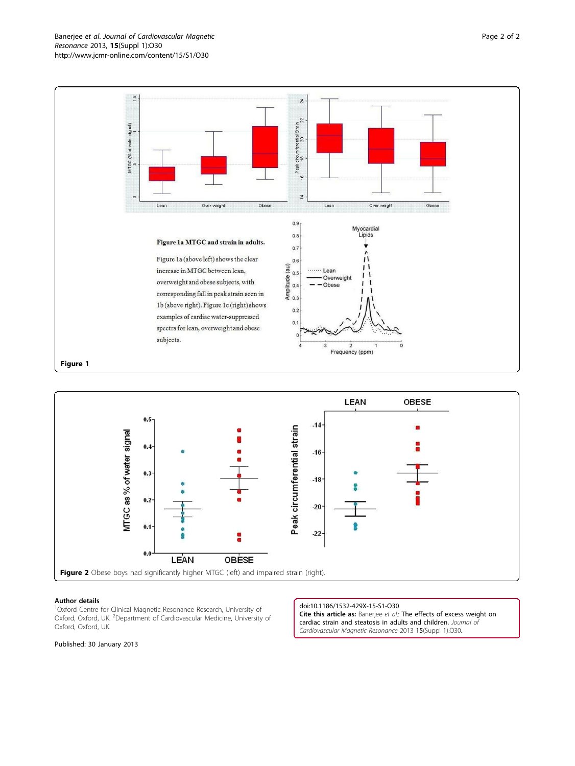MTGC (% of water signal)

1.5

1

.5

0

Lean

Over weight

Obese

Peak circumferential Strain

24

22

20

18

16

14

Lean

Over weight

Obese

**Figure 1a MTGC and strain in adults.**

Figure 1a (above left) shows the clear increase in MTGC between lean, overweight and obese subjects, with corresponding fall in peak strain seen in 1b (above right). Figure 1c (right) shows examples of cardiac water-suppressed spectra for lean, overweight and obese subjects.

Myocardial Lipids

Amplitude (au)

0.9

0.8

0.7

0.6

0.5

0.4

0.3

0.2

0.1

0

Lean

Overweight

Obese

4

3

2

1

0

Frequency (ppm)

**Figure 1**

MTGC as % of water signal

0.5

0.4

0.3

0.2

0.1

0.0

LEAN

OBESE

Peak circumferential strain

LEAN

OBESE

-14

-16

-18

-20

-22

**Figure 2** Obese boys had significantly higher MTGC (left) and impaired strain (right).

**Author details**

[1]Oxford Centre for Clinical Magnetic Resonance Research, University of Oxford, Oxford, UK. [2]Department of Cardiovascular Medicine, University of Oxford, Oxford, UK.

Published: 30 January 2013

doi:10.1186/1532-429X-15-S1-O30

**Cite this article as:** Banerjee *et al.*: The effects of excess weight on cardiac strain and steatosis in adults and children. *Journal of Cardiovascular Magnetic Resonance* 2013 **15**(Suppl 1):O30.